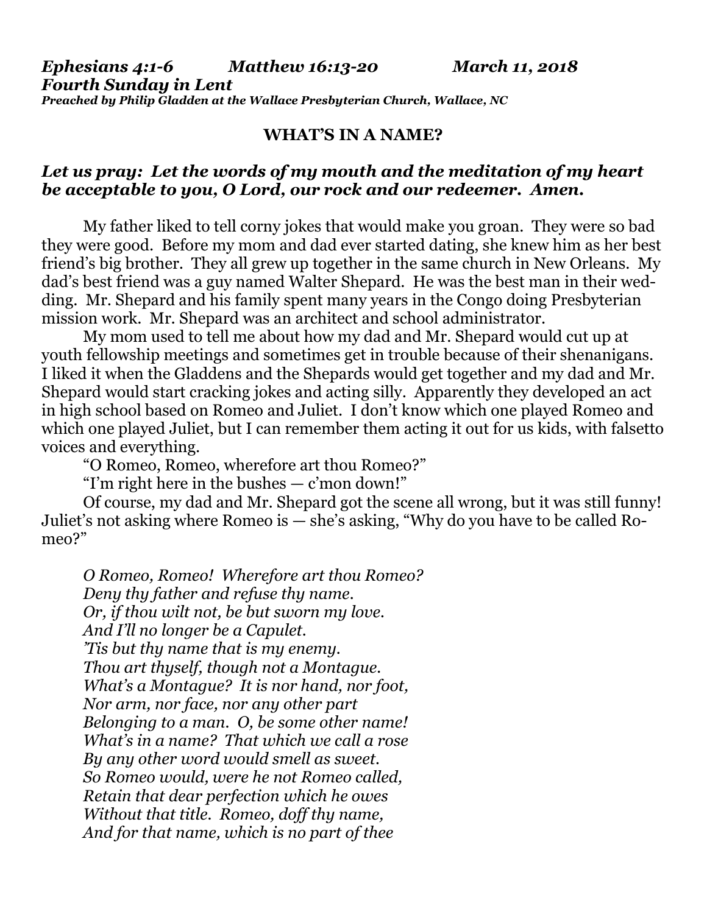***Ephesians 4:1-6 Matthew 16:13-20 March 11, 2018***
***Fourth Sunday in Lent***
***Preached by Philip Gladden at the Wallace Presbyterian Church, Wallace, NC***

**WHAT'S IN A NAME?**

***Let us pray: Let the words of my mouth and the meditation of my heart be acceptable to you, O Lord, our rock and our redeemer. Amen.***

My father liked to tell corny jokes that would make you groan. They were so bad they were good. Before my mom and dad ever started dating, she knew him as her best friend's big brother. They all grew up together in the same church in New Orleans. My dad's best friend was a guy named Walter Shepard. He was the best man in their wedding. Mr. Shepard and his family spent many years in the Congo doing Presbyterian mission work. Mr. Shepard was an architect and school administrator.

My mom used to tell me about how my dad and Mr. Shepard would cut up at youth fellowship meetings and sometimes get in trouble because of their shenanigans. I liked it when the Gladdens and the Shepards would get together and my dad and Mr. Shepard would start cracking jokes and acting silly. Apparently they developed an act in high school based on Romeo and Juliet. I don't know which one played Romeo and which one played Juliet, but I can remember them acting it out for us kids, with falsetto voices and everything.

"O Romeo, Romeo, wherefore art thou Romeo?"

"I'm right here in the bushes — c'mon down!"

Of course, my dad and Mr. Shepard got the scene all wrong, but it was still funny! Juliet's not asking where Romeo is — she's asking, "Why do you have to be called Romeo?"

*O Romeo, Romeo! Wherefore art thou Romeo?*
*Deny thy father and refuse thy name.*
*Or, if thou wilt not, be but sworn my love.*
*And I'll no longer be a Capulet.*
*'Tis but thy name that is my enemy.*
*Thou art thyself, though not a Montague.*
*What's a Montague? It is nor hand, nor foot,*
*Nor arm, nor face, nor any other part*
*Belonging to a man. O, be some other name!*
*What's in a name? That which we call a rose*
*By any other word would smell as sweet.*
*So Romeo would, were he not Romeo called,*
*Retain that dear perfection which he owes*
*Without that title. Romeo, doff thy name,*
*And for that name, which is no part of thee*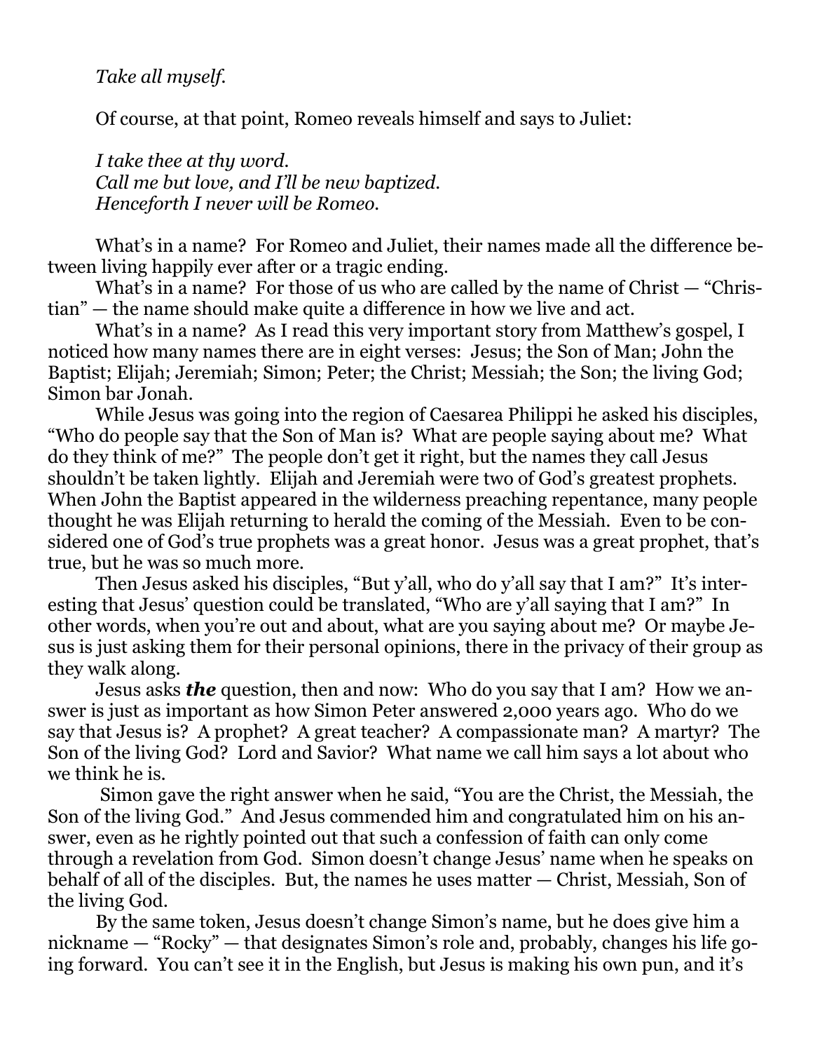*Take all myself.*

Of course, at that point, Romeo reveals himself and says to Juliet:

*I take thee at thy word.*
*Call me but love, and I'll be new baptized.*
*Henceforth I never will be Romeo.*

What's in a name? For Romeo and Juliet, their names made all the difference between living happily ever after or a tragic ending.

What's in a name? For those of us who are called by the name of Christ — "Christian" — the name should make quite a difference in how we live and act.

What's in a name? As I read this very important story from Matthew's gospel, I noticed how many names there are in eight verses: Jesus; the Son of Man; John the Baptist; Elijah; Jeremiah; Simon; Peter; the Christ; Messiah; the Son; the living God; Simon bar Jonah.

While Jesus was going into the region of Caesarea Philippi he asked his disciples, "Who do people say that the Son of Man is? What are people saying about me? What do they think of me?" The people don't get it right, but the names they call Jesus shouldn't be taken lightly. Elijah and Jeremiah were two of God's greatest prophets. When John the Baptist appeared in the wilderness preaching repentance, many people thought he was Elijah returning to herald the coming of the Messiah. Even to be considered one of God's true prophets was a great honor. Jesus was a great prophet, that's true, but he was so much more.

Then Jesus asked his disciples, "But y'all, who do y'all say that I am?" It's interesting that Jesus' question could be translated, "Who are y'all saying that I am?" In other words, when you're out and about, what are you saying about me? Or maybe Jesus is just asking them for their personal opinions, there in the privacy of their group as they walk along.

Jesus asks ***the*** question, then and now: Who do you say that I am? How we answer is just as important as how Simon Peter answered 2,000 years ago. Who do we say that Jesus is? A prophet? A great teacher? A compassionate man? A martyr? The Son of the living God? Lord and Savior? What name we call him says a lot about who we think he is.

Simon gave the right answer when he said, "You are the Christ, the Messiah, the Son of the living God." And Jesus commended him and congratulated him on his answer, even as he rightly pointed out that such a confession of faith can only come through a revelation from God. Simon doesn't change Jesus' name when he speaks on behalf of all of the disciples. But, the names he uses matter — Christ, Messiah, Son of the living God.

By the same token, Jesus doesn't change Simon's name, but he does give him a nickname — "Rocky" — that designates Simon's role and, probably, changes his life going forward. You can't see it in the English, but Jesus is making his own pun, and it's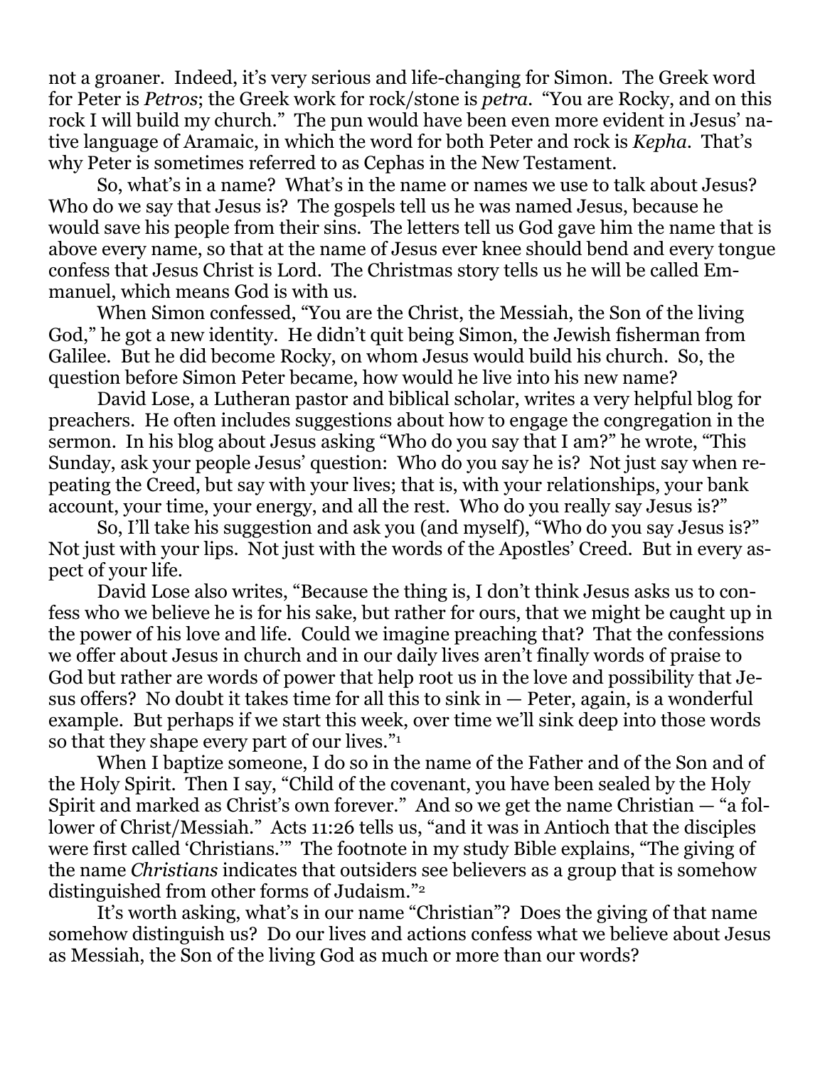not a groaner. Indeed, it's very serious and life-changing for Simon. The Greek word for Peter is *Petros*; the Greek work for rock/stone is *petra*. "You are Rocky, and on this rock I will build my church." The pun would have been even more evident in Jesus' native language of Aramaic, in which the word for both Peter and rock is *Kepha*. That's why Peter is sometimes referred to as Cephas in the New Testament.

So, what's in a name? What's in the name or names we use to talk about Jesus? Who do we say that Jesus is? The gospels tell us he was named Jesus, because he would save his people from their sins. The letters tell us God gave him the name that is above every name, so that at the name of Jesus ever knee should bend and every tongue confess that Jesus Christ is Lord. The Christmas story tells us he will be called Emmanuel, which means God is with us.

When Simon confessed, "You are the Christ, the Messiah, the Son of the living God," he got a new identity. He didn't quit being Simon, the Jewish fisherman from Galilee. But he did become Rocky, on whom Jesus would build his church. So, the question before Simon Peter became, how would he live into his new name?

David Lose, a Lutheran pastor and biblical scholar, writes a very helpful blog for preachers. He often includes suggestions about how to engage the congregation in the sermon. In his blog about Jesus asking "Who do you say that I am?" he wrote, "This Sunday, ask your people Jesus' question: Who do you say he is? Not just say when repeating the Creed, but say with your lives; that is, with your relationships, your bank account, your time, your energy, and all the rest. Who do you really say Jesus is?"

So, I'll take his suggestion and ask you (and myself), "Who do you say Jesus is?" Not just with your lips. Not just with the words of the Apostles' Creed. But in every aspect of your life.

David Lose also writes, "Because the thing is, I don't think Jesus asks us to confess who we believe he is for his sake, but rather for ours, that we might be caught up in the power of his love and life. Could we imagine preaching that? That the confessions we offer about Jesus in church and in our daily lives aren't finally words of praise to God but rather are words of power that help root us in the love and possibility that Jesus offers? No doubt it takes time for all this to sink in — Peter, again, is a wonderful example. But perhaps if we start this week, over time we'll sink deep into those words so that they shape every part of our lives."[1]

When I baptize someone, I do so in the name of the Father and of the Son and of the Holy Spirit. Then I say, "Child of the covenant, you have been sealed by the Holy Spirit and marked as Christ's own forever." And so we get the name Christian — "a follower of Christ/Messiah." Acts 11:26 tells us, "and it was in Antioch that the disciples were first called 'Christians.'" The footnote in my study Bible explains, "The giving of the name *Christians* indicates that outsiders see believers as a group that is somehow distinguished from other forms of Judaism."[2]

It's worth asking, what's in our name "Christian"? Does the giving of that name somehow distinguish us? Do our lives and actions confess what we believe about Jesus as Messiah, the Son of the living God as much or more than our words?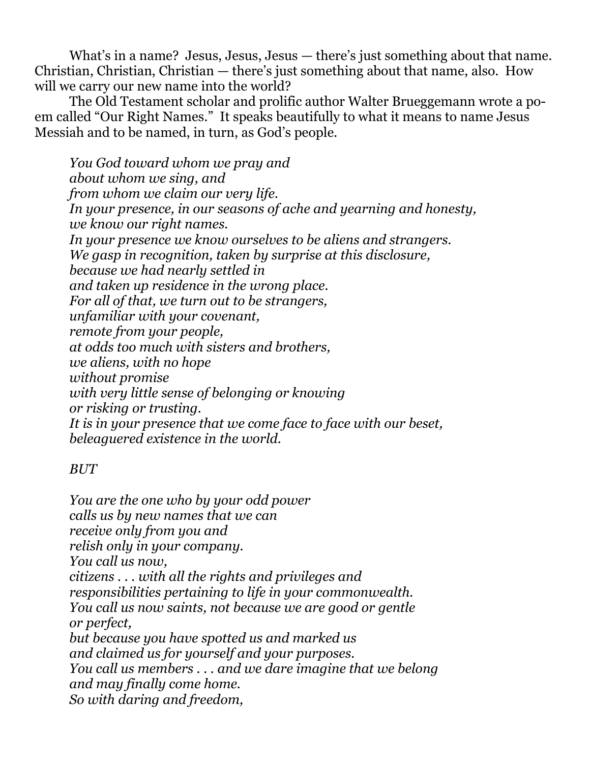What's in a name? Jesus, Jesus, Jesus — there's just something about that name. Christian, Christian, Christian — there's just something about that name, also. How will we carry our new name into the world?

The Old Testament scholar and prolific author Walter Brueggemann wrote a poem called "Our Right Names." It speaks beautifully to what it means to name Jesus Messiah and to be named, in turn, as God's people.

*You God toward whom we pray and*
*about whom we sing, and*
*from whom we claim our very life.*
*In your presence, in our seasons of ache and yearning and honesty,*
*we know our right names.*
*In your presence we know ourselves to be aliens and strangers.*
*We gasp in recognition, taken by surprise at this disclosure,*
*because we had nearly settled in*
*and taken up residence in the wrong place.*
*For all of that, we turn out to be strangers,*
*unfamiliar with your covenant,*
*remote from your people,*
*at odds too much with sisters and brothers,*
*we aliens, with no hope*
*without promise*
*with very little sense of belonging or knowing*
*or risking or trusting.*
*It is in your presence that we come face to face with our beset,*
*beleaguered existence in the world.*

*BUT*

*You are the one who by your odd power*
*calls us by new names that we can*
*receive only from you and*
*relish only in your company.*
*You call us now,*
*citizens . . . with all the rights and privileges and*
*responsibilities pertaining to life in your commonwealth.*
*You call us now saints, not because we are good or gentle*
*or perfect,*
*but because you have spotted us and marked us*
*and claimed us for yourself and your purposes.*
*You call us members . . . and we dare imagine that we belong*
*and may finally come home.*
*So with daring and freedom,*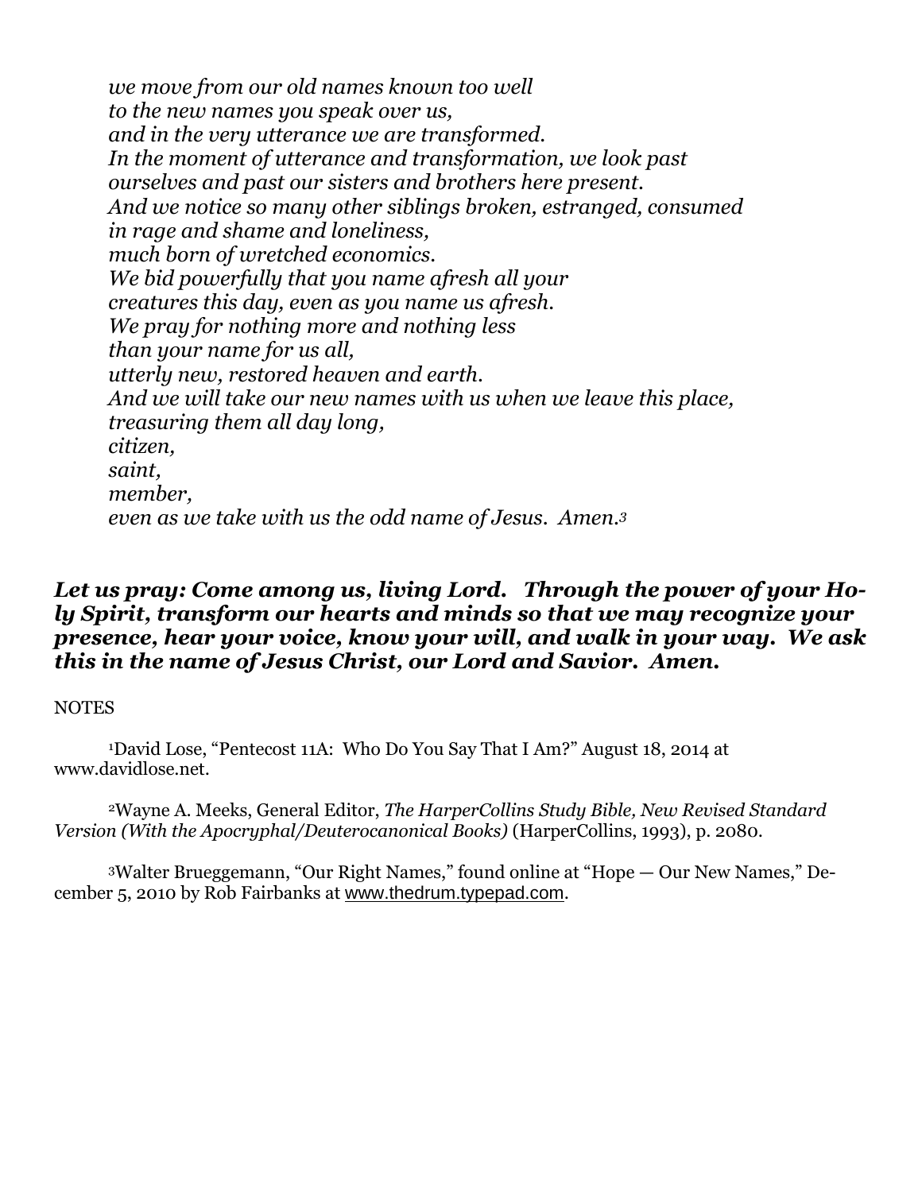*we move from our old names known too well*
*to the new names you speak over us,*
*and in the very utterance we are transformed.*
*In the moment of utterance and transformation, we look past*
*ourselves and past our sisters and brothers here present.*
*And we notice so many other siblings broken, estranged, consumed*
*in rage and shame and loneliness,*
*much born of wretched economics.*
*We bid powerfully that you name afresh all your*
*creatures this day, even as you name us afresh.*
*We pray for nothing more and nothing less*
*than your name for us all,*
*utterly new, restored heaven and earth.*
*And we will take our new names with us when we leave this place,*
*treasuring them all day long,*
*citizen,*
*saint,*
*member,*
*even as we take with us the odd name of Jesus. Amen.*[3]

***Let us pray: Come among us, living Lord. Through the power of your Holy Spirit, transform our hearts and minds so that we may recognize your presence, hear your voice, know your will, and walk in your way. We ask this in the name of Jesus Christ, our Lord and Savior. Amen.***

NOTES

[1]David Lose, "Pentecost 11A: Who Do You Say That I Am?" August 18, 2014 at www.davidlose.net.

[2]Wayne A. Meeks, General Editor, *The HarperCollins Study Bible, New Revised Standard Version (With the Apocryphal/Deuterocanonical Books)* (HarperCollins, 1993), p. 2080.

[3]Walter Brueggemann, "Our Right Names," found online at "Hope — Our New Names," December 5, 2010 by Rob Fairbanks at www.thedrum.typepad.com.